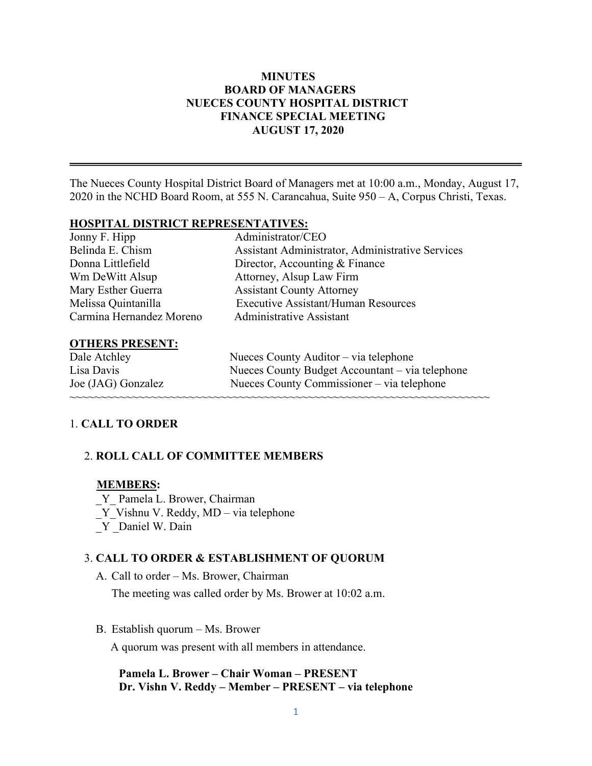**MINUTES**
**BOARD OF MANAGERS**
**NUECES COUNTY HOSPITAL DISTRICT**
**FINANCE SPECIAL MEETING**
**AUGUST 17, 2020**

---

The Nueces County Hospital District Board of Managers met at 10:00 a.m., Monday, August 17, 2020 in the NCHD Board Room, at 555 N. Carancahua, Suite 950 – A, Corpus Christi, Texas.

**HOSPITAL DISTRICT REPRESENTATIVES:**

| | |
|---|---|
| Jonny F. Hipp | Administrator/CEO |
| Belinda E. Chism | Assistant Administrator, Administrative Services |
| Donna Littlefield | Director, Accounting & Finance |
| Wm DeWitt Alsup | Attorney, Alsup Law Firm |
| Mary Esther Guerra | Assistant County Attorney |
| Melissa Quintanilla | Executive Assistant/Human Resources |
| Carmina Hernandez Moreno | Administrative Assistant |

**OTHERS PRESENT:**

| | |
|---|---|
| Dale Atchley | Nueces County Auditor – via telephone |
| Lisa Davis | Nueces County Budget Accountant – via telephone |
| Joe (JAG) Gonzalez | Nueces County Commissioner – via telephone |

~~~~~~~~~~~~~~~~~~~~~~~~~~~~~~~~~~~~~~~~~~~~~~~~~~~~~~~~~~~~~~~~~~~~~~~~~~

1. **CALL TO ORDER**

2. **ROLL CALL OF COMMITTEE MEMBERS**

**MEMBERS:**

_Y_ Pamela L. Brower, Chairman
_Y_Vishnu V. Reddy, MD – via telephone
_Y _Daniel W. Dain

3. **CALL TO ORDER & ESTABLISHMENT OF QUORUM**

A. Call to order – Ms. Brower, Chairman

The meeting was called order by Ms. Brower at 10:02 a.m.

B. Establish quorum – Ms. Brower

A quorum was present with all members in attendance.

**Pamela L. Brower – Chair Woman – PRESENT**
**Dr. Vishn V. Reddy – Member – PRESENT – via telephone**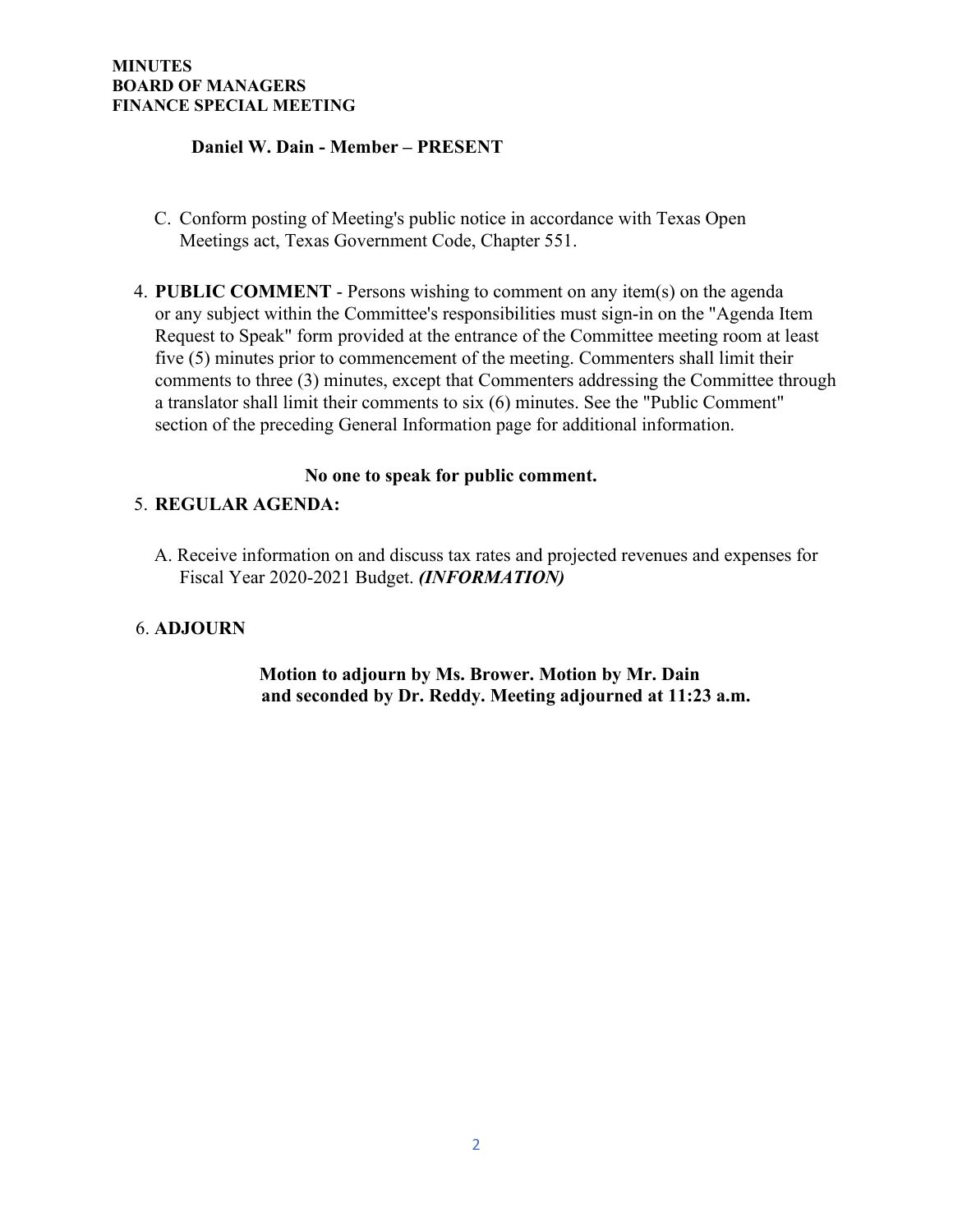**MINUTES**
**BOARD OF MANAGERS**
**FINANCE SPECIAL MEETING**

**Daniel W. Dain - Member – PRESENT**

C. Conform posting of Meeting's public notice in accordance with Texas Open Meetings act, Texas Government Code, Chapter 551.

4. **PUBLIC COMMENT** - Persons wishing to comment on any item(s) on the agenda or any subject within the Committee's responsibilities must sign-in on the "Agenda Item Request to Speak" form provided at the entrance of the Committee meeting room at least five (5) minutes prior to commencement of the meeting. Commenters shall limit their comments to three (3) minutes, except that Commenters addressing the Committee through a translator shall limit their comments to six (6) minutes. See the "Public Comment" section of the preceding General Information page for additional information.

**No one to speak for public comment.**

5. **REGULAR AGENDA:**

A. Receive information on and discuss tax rates and projected revenues and expenses for Fiscal Year 2020-2021 Budget. ***(INFORMATION)***

6. **ADJOURN**

**Motion to adjourn by Ms. Brower. Motion by Mr. Dain and seconded by Dr. Reddy. Meeting adjourned at 11:23 a.m.**